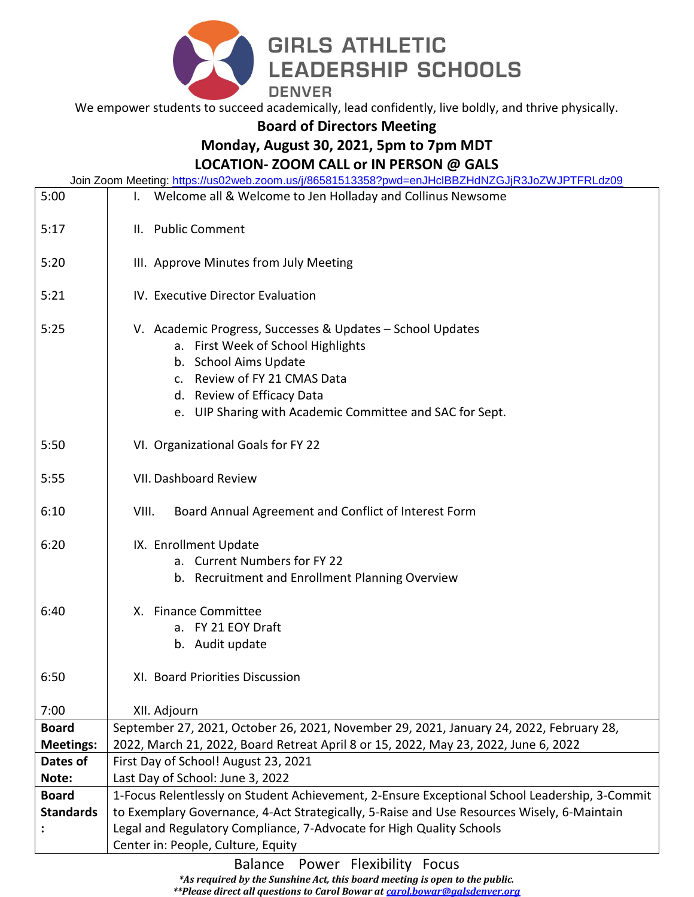# GIRLS ATHLETIC LEADERSHIP SCHOOLS

DENVER

We empower students to succeed academically, lead confidently, live boldly, and thrive physically.

## Board of Directors Meeting

## Monday, August 30, 2021, 5pm to 7pm MDT

## LOCATION- ZOOM CALL or IN PERSON @ GALS

Join Zoom Meeting: https://us02web.zoom.us/j/86581513358?pwd=enJHclBBZHdNZGJjR3JoZWJPTFRLdz09

| | |
|---|---|
| 5:00 | I. Welcome all & Welcome to Jen Holladay and Collinus Newsome |
| 5:17 | II. Public Comment |
| 5:20 | III. Approve Minutes from July Meeting |
| 5:21 | IV. Executive Director Evaluation |
| 5:25 | V. Academic Progress, Successes & Updates – School Updates<br>a. First Week of School Highlights<br>b. School Aims Update<br>c. Review of FY 21 CMAS Data<br>d. Review of Efficacy Data<br>e. UIP Sharing with Academic Committee and SAC for Sept. |
| 5:50 | VI. Organizational Goals for FY 22 |
| 5:55 | VII. Dashboard Review |
| 6:10 | VIII. Board Annual Agreement and Conflict of Interest Form |
| 6:20 | IX. Enrollment Update<br>a. Current Numbers for FY 22<br>b. Recruitment and Enrollment Planning Overview |
| 6:40 | X. Finance Committee<br>a. FY 21 EOY Draft<br>b. Audit update |
| 6:50 | XI. Board Priorities Discussion |
| 7:00 | XII. Adjourn |
| **Board Meetings:** | September 27, 2021, October 26, 2021, November 29, 2021, January 24, 2022, February 28, 2022, March 21, 2022, Board Retreat April 8 or 15, 2022, May 23, 2022, June 6, 2022 |
| **Dates of Note:** | First Day of School! August 23, 2021<br>Last Day of School: June 3, 2022 |
| **Board Standards:** | 1-Focus Relentlessly on Student Achievement, 2-Ensure Exceptional School Leadership, 3-Commit to Exemplary Governance, 4-Act Strategically, 5-Raise and Use Resources Wisely, 6-Maintain Legal and Regulatory Compliance, 7-Advocate for High Quality Schools<br>Center in: People, Culture, Equity |

Balance Power Flexibility Focus

***As required by the Sunshine Act, this board meeting is open to the public.***

*****Please direct all questions to Carol Bowar at carol.bowar@galsdenver.org***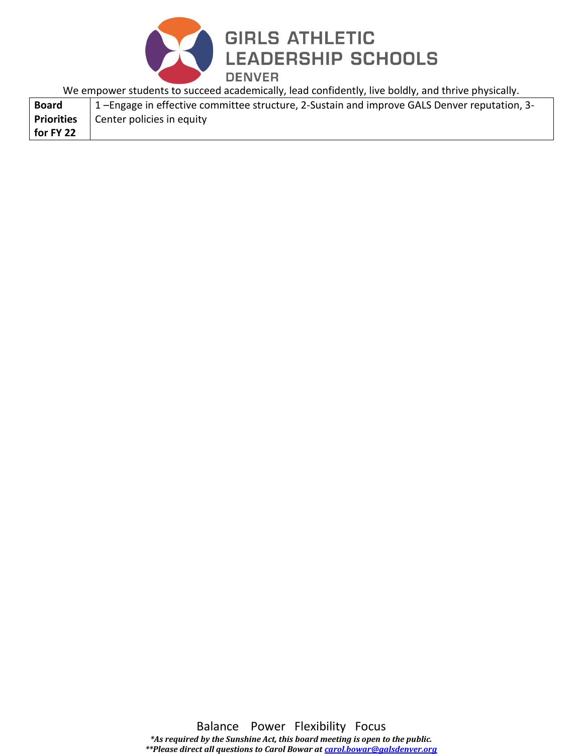GIRLS ATHLETIC LEADERSHIP SCHOOLS DENVER

We empower students to succeed academically, lead confidently, live boldly, and thrive physically.

| | |
|---|---|
| **Board Priorities for FY 22** | 1 –Engage in effective committee structure, 2-Sustain and improve GALS Denver reputation, 3-Center policies in equity |

Balance Power Flexibility Focus

***As required by the Sunshine Act, this board meeting is open to the public.***

*****Please direct all questions to Carol Bowar at carol.bowar@galsdenver.org***